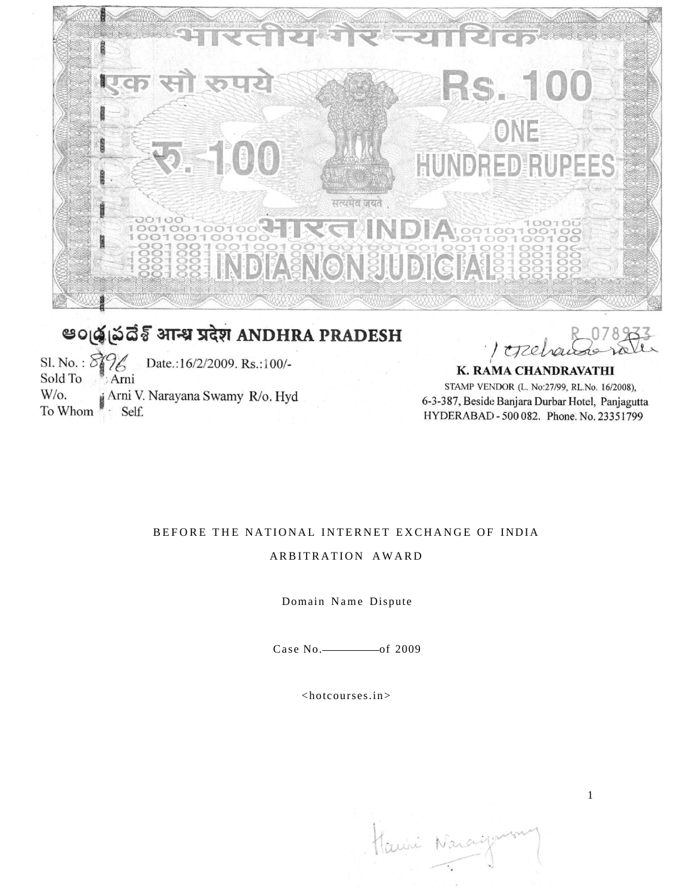भारतीय गैर न्यायिक

एक सौ रुपये Rs. 100

रु. 100 ONE HUNDRED RUPEES

सत्यमेव जयते

भारत INDIA

INDIA NON JUDICIAL

ఆంధ్రప్రదేశ్ आन्ध्र प्रदेश ANDHRA PRADESH

R 078933

Sl. No. : 896 Date.:16/2/2009. Rs.:100/-
Sold To : Arni
W/o. : Arni V. Narayana Swamy R/o. Hyd
To Whom : Self.

**K. RAMA CHANDRAVATHI**
STAMP VENDOR (L. No:27/99, RL.No. 16/2008),
6-3-387, Beside Banjara Durbar Hotel, Panjagutta
HYDERABAD - 500 082. Phone. No. 23351799

BEFORE THE NATIONAL INTERNET EXCHANGE OF INDIA

ARBITRATION AWARD

Domain Name Dispute

Case No.\_\_\_\_\_\_\_\_\_\_of 2009

<hotcourses.in>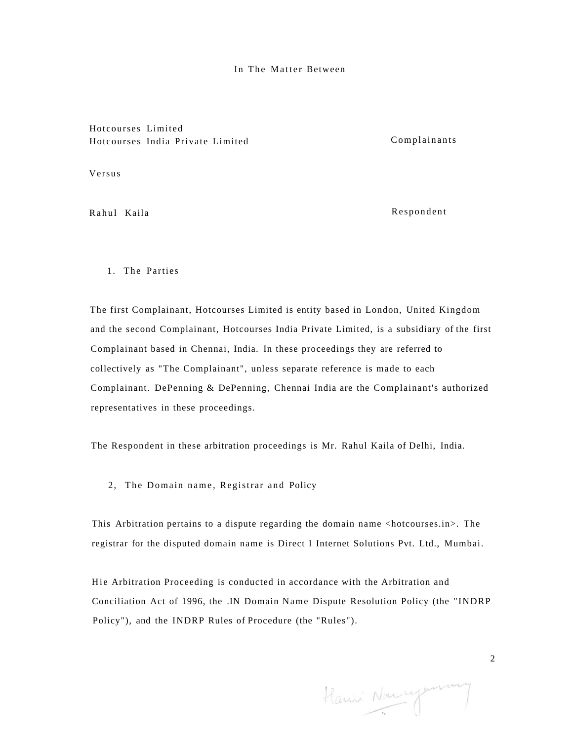In The Matter Between

Hotcourses Limited
Hotcourses India Private Limited — Complainants

Versus

Rahul Kaila — Respondent

1. The Parties

The first Complainant, Hotcourses Limited is entity based in London, United Kingdom and the second Complainant, Hotcourses India Private Limited, is a subsidiary of the first Complainant based in Chennai, India. In these proceedings they are referred to collectively as "The Complainant", unless separate reference is made to each Complainant. DePenning & DePenning, Chennai India are the Complainant's authorized representatives in these proceedings.

The Respondent in these arbitration proceedings is Mr. Rahul Kaila of Delhi, India.

2, The Domain name, Registrar and Policy

This Arbitration pertains to a dispute regarding the domain name <hotcourses.in>. The registrar for the disputed domain name is Direct I Internet Solutions Pvt. Ltd., Mumbai.

Hie Arbitration Proceeding is conducted in accordance with the Arbitration and Conciliation Act of 1996, the .IN Domain Name Dispute Resolution Policy (the "INDRP Policy"), and the INDRP Rules of Procedure (the "Rules").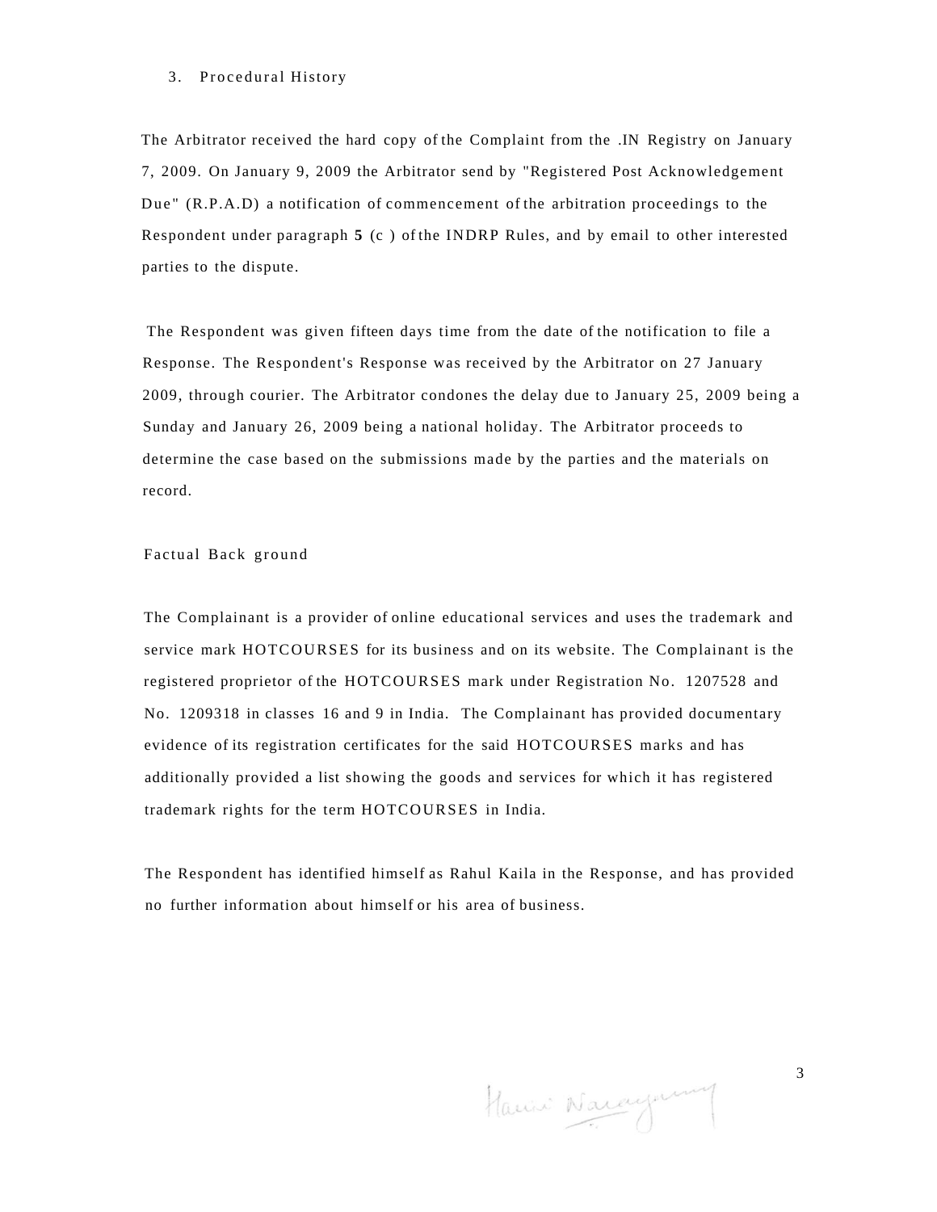## 3. Procedural History

The Arbitrator received the hard copy of the Complaint from the .IN Registry on January 7, 2009. On January 9, 2009 the Arbitrator send by "Registered Post Acknowledgement Due" (R.P.A.D) a notification of commencement of the arbitration proceedings to the Respondent under paragraph **5** (c ) of the INDRP Rules, and by email to other interested parties to the dispute.

The Respondent was given fifteen days time from the date of the notification to file a Response. The Respondent's Response was received by the Arbitrator on 27 January 2009, through courier. The Arbitrator condones the delay due to January 25, 2009 being a Sunday and January 26, 2009 being a national holiday. The Arbitrator proceeds to determine the case based on the submissions made by the parties and the materials on record.

## Factual Back ground

The Complainant is a provider of online educational services and uses the trademark and service mark HOTCOURSES for its business and on its website. The Complainant is the registered proprietor of the HOTCOURSES mark under Registration No. 1207528 and No. 1209318 in classes 16 and 9 in India. The Complainant has provided documentary evidence of its registration certificates for the said HOTCOURSES marks and has additionally provided a list showing the goods and services for which it has registered trademark rights for the term HOTCOURSES in India.

The Respondent has identified himself as Rahul Kaila in the Response, and has provided no further information about himself or his area of business.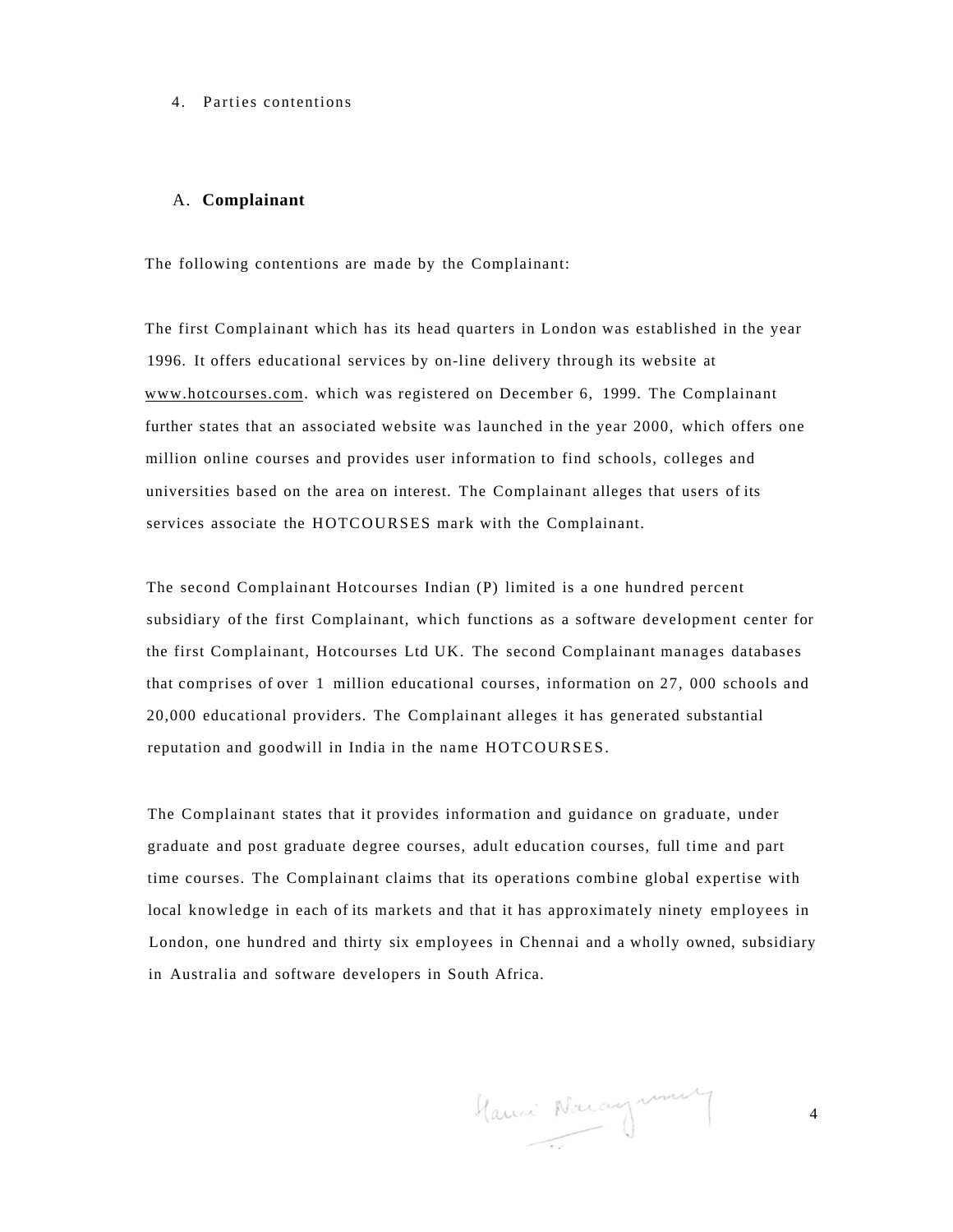4. Parties contentions

A. **Complainant**

The following contentions are made by the Complainant:

The first Complainant which has its head quarters in London was established in the year 1996. It offers educational services by on-line delivery through its website at www.hotcourses.com. which was registered on December 6, 1999. The Complainant further states that an associated website was launched in the year 2000, which offers one million online courses and provides user information to find schools, colleges and universities based on the area on interest. The Complainant alleges that users of its services associate the HOTCOURSES mark with the Complainant.

The second Complainant Hotcourses Indian (P) limited is a one hundred percent subsidiary of the first Complainant, which functions as a software development center for the first Complainant, Hotcourses Ltd UK. The second Complainant manages databases that comprises of over 1 million educational courses, information on 27, 000 schools and 20,000 educational providers. The Complainant alleges it has generated substantial reputation and goodwill in India in the name HOTCOURSES.

The Complainant states that it provides information and guidance on graduate, under graduate and post graduate degree courses, adult education courses, full time and part time courses. The Complainant claims that its operations combine global expertise with local knowledge in each of its markets and that it has approximately ninety employees in London, one hundred and thirty six employees in Chennai and a wholly owned, subsidiary in Australia and software developers in South Africa.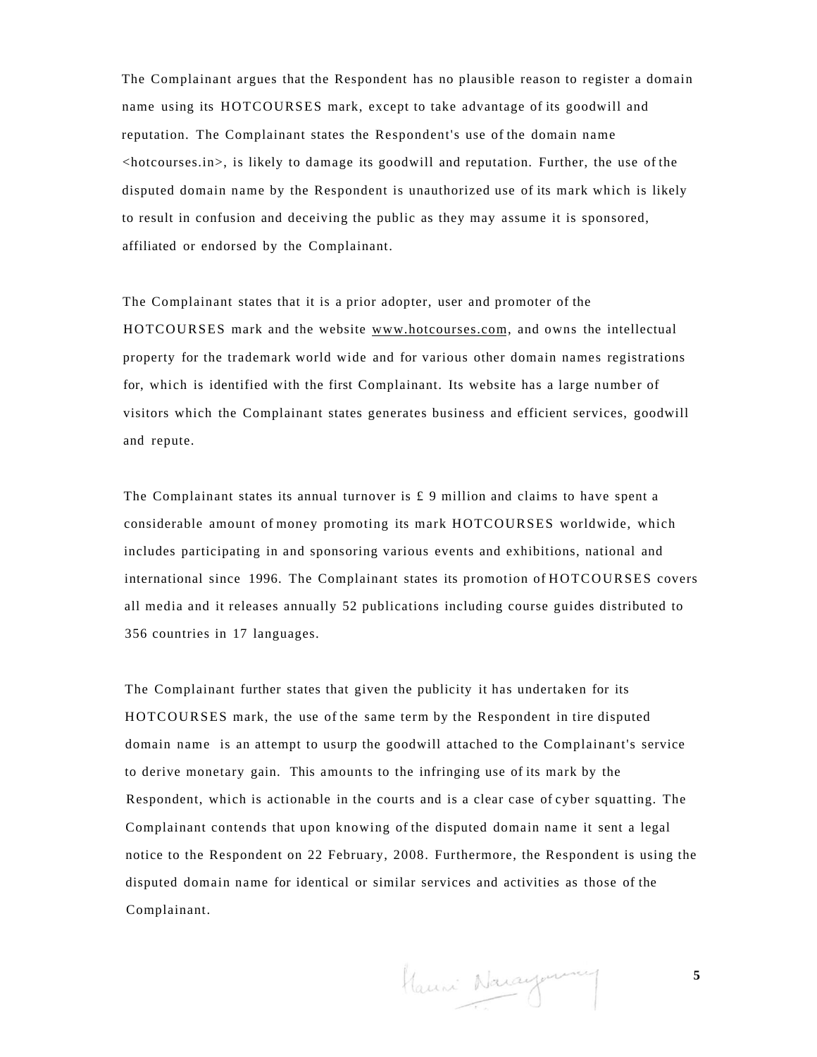The Complainant argues that the Respondent has no plausible reason to register a domain name using its HOTCOURSES mark, except to take advantage of its goodwill and reputation. The Complainant states the Respondent's use of the domain name <hotcourses.in>, is likely to damage its goodwill and reputation. Further, the use of the disputed domain name by the Respondent is unauthorized use of its mark which is likely to result in confusion and deceiving the public as they may assume it is sponsored, affiliated or endorsed by the Complainant.

The Complainant states that it is a prior adopter, user and promoter of the HOTCOURSES mark and the website www.hotcourses.com, and owns the intellectual property for the trademark world wide and for various other domain names registrations for, which is identified with the first Complainant. Its website has a large number of visitors which the Complainant states generates business and efficient services, goodwill and repute.

The Complainant states its annual turnover is £ 9 million and claims to have spent a considerable amount of money promoting its mark HOTCOURSES worldwide, which includes participating in and sponsoring various events and exhibitions, national and international since 1996. The Complainant states its promotion of HOTCOURSES covers all media and it releases annually 52 publications including course guides distributed to 356 countries in 17 languages.

The Complainant further states that given the publicity it has undertaken for its HOTCOURSES mark, the use of the same term by the Respondent in tire disputed domain name is an attempt to usurp the goodwill attached to the Complainant's service to derive monetary gain. This amounts to the infringing use of its mark by the Respondent, which is actionable in the courts and is a clear case of cyber squatting. The Complainant contends that upon knowing of the disputed domain name it sent a legal notice to the Respondent on 22 February, 2008. Furthermore, the Respondent is using the disputed domain name for identical or similar services and activities as those of the Complainant.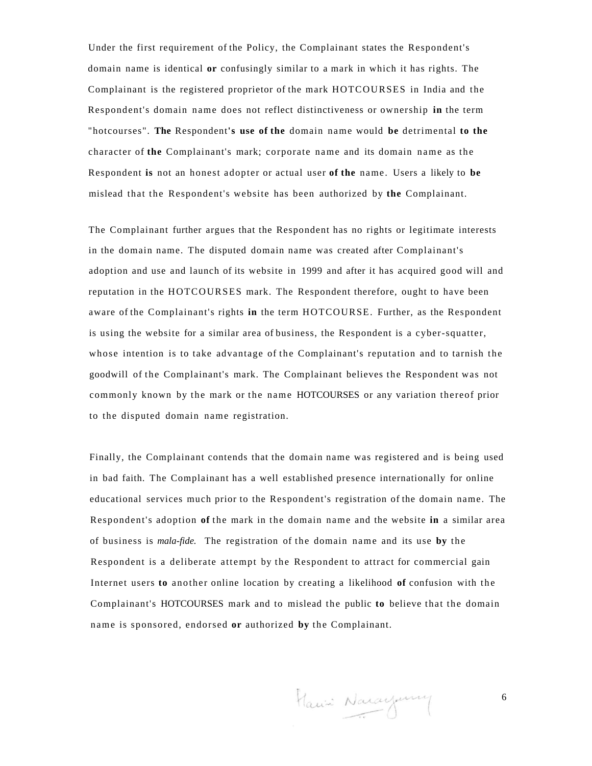Under the first requirement of the Policy, the Complainant states the Respondent's domain name is identical or confusingly similar to a mark in which it has rights. The Complainant is the registered proprietor of the mark HOTCOURSES in India and the Respondent's domain name does not reflect distinctiveness or ownership in the term "hotcourses". The Respondent's use of the domain name would be detrimental to the character of the Complainant's mark; corporate name and its domain name as the Respondent is not an honest adopter or actual user of the name. Users a likely to be mislead that the Respondent's website has been authorized by the Complainant.

The Complainant further argues that the Respondent has no rights or legitimate interests in the domain name. The disputed domain name was created after Complainant's adoption and use and launch of its website in 1999 and after it has acquired good will and reputation in the HOTCOURSES mark. The Respondent therefore, ought to have been aware of the Complainant's rights in the term HOTCOURSE. Further, as the Respondent is using the website for a similar area of business, the Respondent is a cyber-squatter, whose intention is to take advantage of the Complainant's reputation and to tarnish the goodwill of the Complainant's mark. The Complainant believes the Respondent was not commonly known by the mark or the name HOTCOURSES or any variation thereof prior to the disputed domain name registration.

Finally, the Complainant contends that the domain name was registered and is being used in bad faith. The Complainant has a well established presence internationally for online educational services much prior to the Respondent's registration of the domain name. The Respondent's adoption of the mark in the domain name and the website in a similar area of business is *mala-fide.* The registration of the domain name and its use by the Respondent is a deliberate attempt by the Respondent to attract for commercial gain Internet users to another online location by creating a likelihood of confusion with the Complainant's HOTCOURSES mark and to mislead the public to believe that the domain name is sponsored, endorsed or authorized by the Complainant.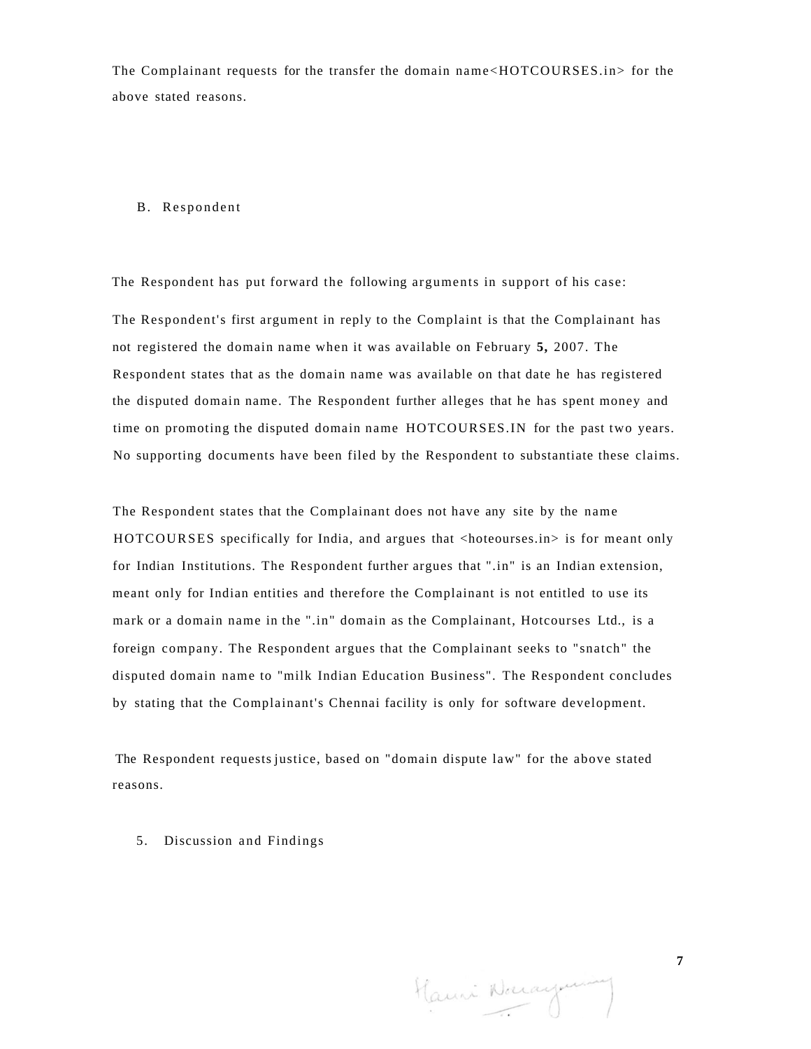The Complainant requests for the transfer the domain name<HOTCOURSES.in> for the above stated reasons.

## B. Respondent

The Respondent has put forward the following arguments in support of his case:

The Respondent's first argument in reply to the Complaint is that the Complainant has not registered the domain name when it was available on February **5,** 2007. The Respondent states that as the domain name was available on that date he has registered the disputed domain name. The Respondent further alleges that he has spent money and time on promoting the disputed domain name HOTCOURSES.IN for the past two years. No supporting documents have been filed by the Respondent to substantiate these claims.

The Respondent states that the Complainant does not have any site by the name HOTCOURSES specifically for India, and argues that <hoteourses.in> is for meant only for Indian Institutions. The Respondent further argues that ".in" is an Indian extension, meant only for Indian entities and therefore the Complainant is not entitled to use its mark or a domain name in the ".in" domain as the Complainant, Hotcourses Ltd., is a foreign company. The Respondent argues that the Complainant seeks to "snatch" the disputed domain name to "milk Indian Education Business". The Respondent concludes by stating that the Complainant's Chennai facility is only for software development.

The Respondent requests justice, based on "domain dispute law" for the above stated reasons.

## 5. Discussion and Findings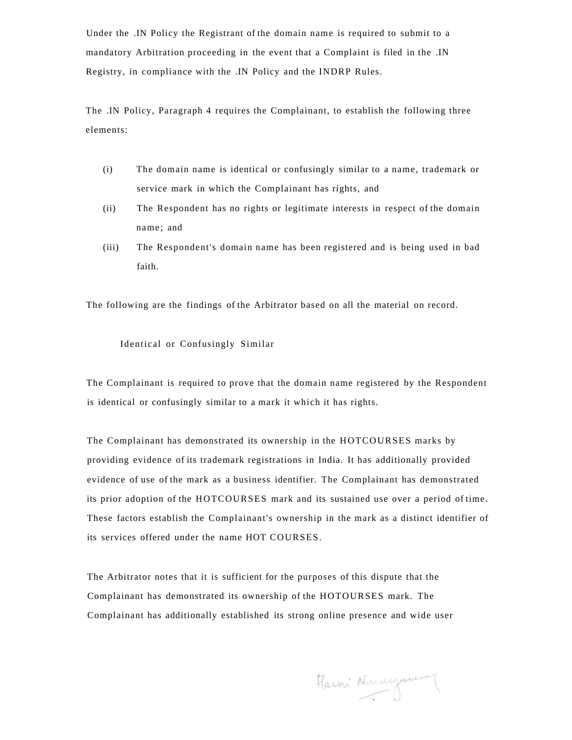Under the .IN Policy the Registrant of the domain name is required to submit to a mandatory Arbitration proceeding in the event that a Complaint is filed in the .IN Registry, in compliance with the .IN Policy and the INDRP Rules.

The .IN Policy, Paragraph 4 requires the Complainant, to establish the following three elements:

(i) The domain name is identical or confusingly similar to a name, trademark or service mark in which the Complainant has rights, and

(ii) The Respondent has no rights or legitimate interests in respect of the domain name; and

(iii) The Respondent's domain name has been registered and is being used in bad faith.

The following are the findings of the Arbitrator based on all the material on record.

### Identical or Confusingly Similar

The Complainant is required to prove that the domain name registered by the Respondent is identical or confusingly similar to a mark it which it has rights.

The Complainant has demonstrated its ownership in the HOTCOURSES marks by providing evidence of its trademark registrations in India. It has additionally provided evidence of use of the mark as a business identifier. The Complainant has demonstrated its prior adoption of the HOTCOURSES mark and its sustained use over a period of time. These factors establish the Complainant's ownership in the mark as a distinct identifier of its services offered under the name HOT COURSES.

The Arbitrator notes that it is sufficient for the purposes of this dispute that the Complainant has demonstrated its ownership of the HOTOURSES mark. The Complainant has additionally established its strong online presence and wide user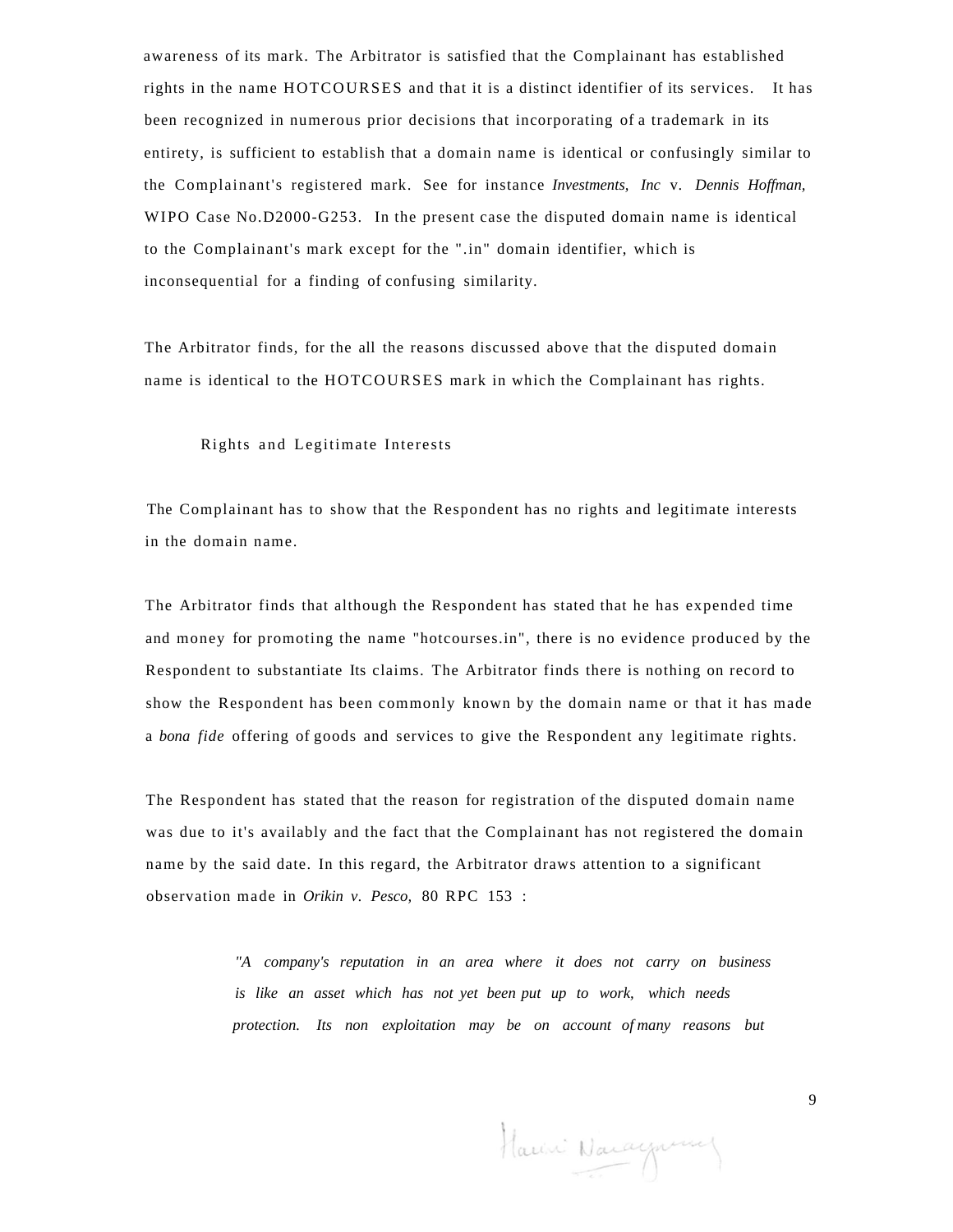awareness of its mark. The Arbitrator is satisfied that the Complainant has established rights in the name HOTCOURSES and that it is a distinct identifier of its services. It has been recognized in numerous prior decisions that incorporating of a trademark in its entirety, is sufficient to establish that a domain name is identical or confusingly similar to the Complainant's registered mark. See for instance *Investments, Inc* v. *Dennis Hoffman,* WIPO Case No.D2000-G253. In the present case the disputed domain name is identical to the Complainant's mark except for the ".in" domain identifier, which is inconsequential for a finding of confusing similarity.

The Arbitrator finds, for the all the reasons discussed above that the disputed domain name is identical to the HOTCOURSES mark in which the Complainant has rights.

Rights and Legitimate Interests

The Complainant has to show that the Respondent has no rights and legitimate interests in the domain name.

The Arbitrator finds that although the Respondent has stated that he has expended time and money for promoting the name "hotcourses.in", there is no evidence produced by the Respondent to substantiate Its claims. The Arbitrator finds there is nothing on record to show the Respondent has been commonly known by the domain name or that it has made a *bona fide* offering of goods and services to give the Respondent any legitimate rights.

The Respondent has stated that the reason for registration of the disputed domain name was due to it's availably and the fact that the Complainant has not registered the domain name by the said date. In this regard, the Arbitrator draws attention to a significant observation made in *Orikin v. Pesco,* 80 RPC 153 :

> *"A company's reputation in an area where it does not carry on business is like an asset which has not yet been put up to work, which needs protection. Its non exploitation may be on account of many reasons but*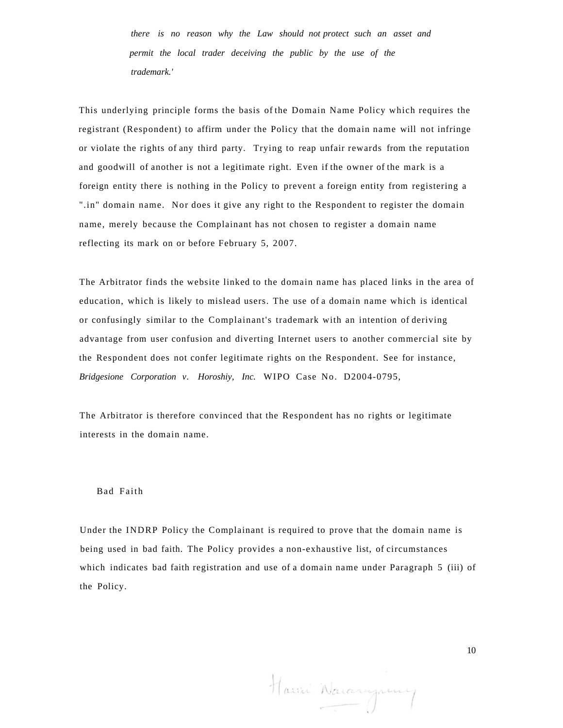*there is no reason why the Law should not protect such an asset and permit the local trader deceiving the public by the use of the trademark.'*

This underlying principle forms the basis of the Domain Name Policy which requires the registrant (Respondent) to affirm under the Policy that the domain name will not infringe or violate the rights of any third party. Trying to reap unfair rewards from the reputation and goodwill of another is not a legitimate right. Even if the owner of the mark is a foreign entity there is nothing in the Policy to prevent a foreign entity from registering a ".in" domain name. Nor does it give any right to the Respondent to register the domain name, merely because the Complainant has not chosen to register a domain name reflecting its mark on or before February 5, 2007.

The Arbitrator finds the website linked to the domain name has placed links in the area of education, which is likely to mislead users. The use of a domain name which is identical or confusingly similar to the Complainant's trademark with an intention of deriving advantage from user confusion and diverting Internet users to another commercial site by the Respondent does not confer legitimate rights on the Respondent. See for instance, *Bridgesione Corporation v. Horoshiy, Inc.* WIPO Case No. D2004-0795,

The Arbitrator is therefore convinced that the Respondent has no rights or legitimate interests in the domain name.

## Bad Faith

Under the INDRP Policy the Complainant is required to prove that the domain name is being used in bad faith. The Policy provides a non-exhaustive list, of circumstances which indicates bad faith registration and use of a domain name under Paragraph 5 (iii) of the Policy.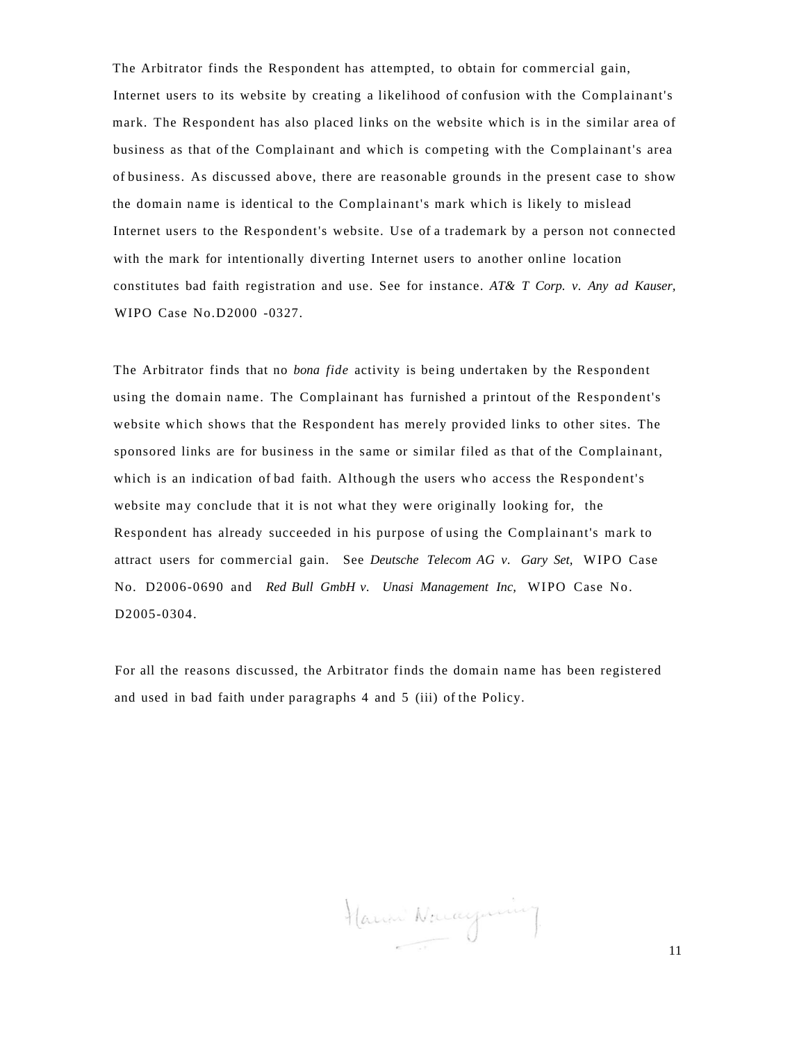The Arbitrator finds the Respondent has attempted, to obtain for commercial gain, Internet users to its website by creating a likelihood of confusion with the Complainant's mark. The Respondent has also placed links on the website which is in the similar area of business as that of the Complainant and which is competing with the Complainant's area of business. As discussed above, there are reasonable grounds in the present case to show the domain name is identical to the Complainant's mark which is likely to mislead Internet users to the Respondent's website. Use of a trademark by a person not connected with the mark for intentionally diverting Internet users to another online location constitutes bad faith registration and use. See for instance. *AT& T Corp. v. Any ad Kauser,* WIPO Case No.D2000 -0327.

The Arbitrator finds that no *bona fide* activity is being undertaken by the Respondent using the domain name. The Complainant has furnished a printout of the Respondent's website which shows that the Respondent has merely provided links to other sites. The sponsored links are for business in the same or similar filed as that of the Complainant, which is an indication of bad faith. Although the users who access the Respondent's website may conclude that it is not what they were originally looking for, the Respondent has already succeeded in his purpose of using the Complainant's mark to attract users for commercial gain. See *Deutsche Telecom AG v. Gary Set,* WIPO Case No. D2006-0690 and *Red Bull GmbH v. Unasi Management Inc,* WIPO Case No. D2005-0304.

For all the reasons discussed, the Arbitrator finds the domain name has been registered and used in bad faith under paragraphs 4 and 5 (iii) of the Policy.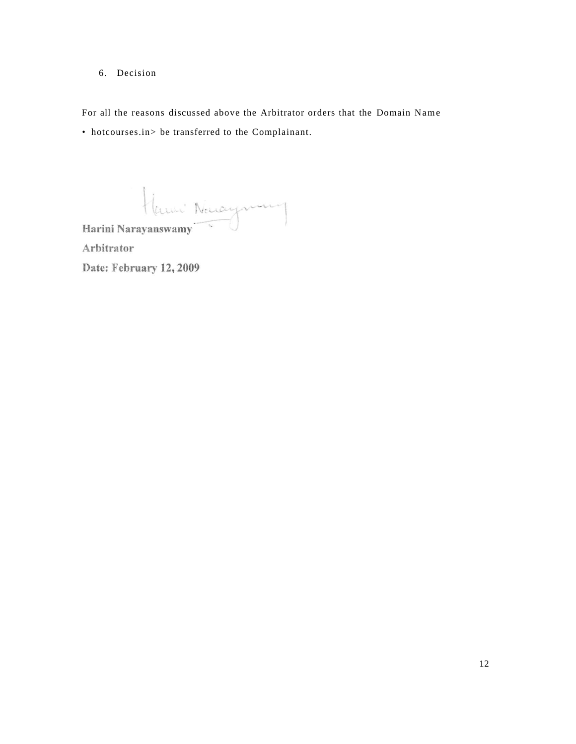6. Decision

For all the reasons discussed above the Arbitrator orders that the Domain Name • hotcourses.in> be transferred to the Complainant.

**Harini Narayanswamy**

**Arbitrator**

**Date: February 12, 2009**